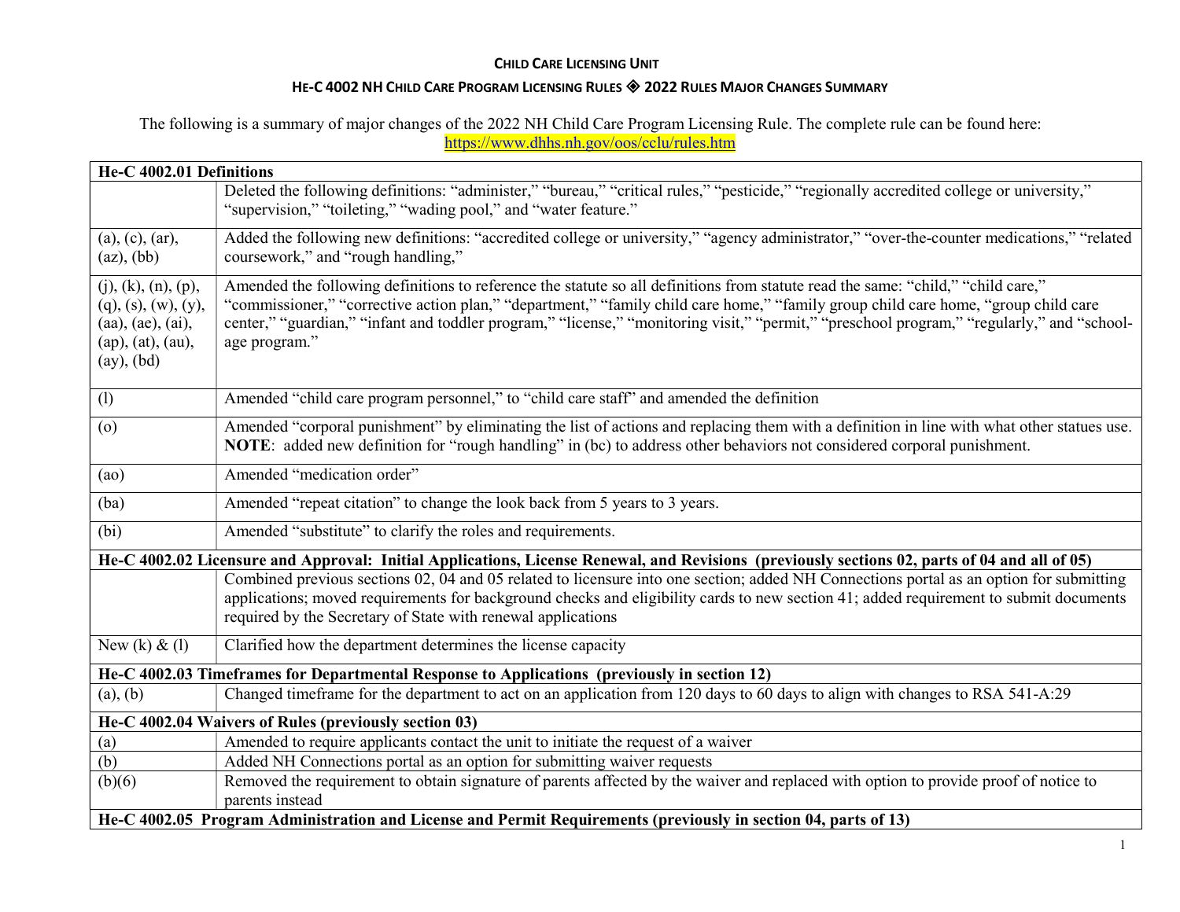**CHILD CARE LICENSING UNIT**

**HE-C 4002 NH CHILD CARE PROGRAM LICENSING RULES ◈ 2022 RULES MAJOR CHANGES SUMMARY**

The following is a summary of major changes of the 2022 NH Child Care Program Licensing Rule. The complete rule can be found here: https://www.dhhs.nh.gov/oos/cclu/rules.htm

| **He-C 4002.01 Definitions** | |
|---|---|
| | Deleted the following definitions: "administer," "bureau," "critical rules," "pesticide," "regionally accredited college or university," "supervision," "toileting," "wading pool," and "water feature." |
| (a), (c), (ar), (az), (bb) | Added the following new definitions: "accredited college or university," "agency administrator," "over-the-counter medications," "related coursework," and "rough handling," |
| (j), (k), (n), (p), (q), (s), (w), (y), (aa), (ae), (ai), (ap), (at), (au), (ay), (bd) | Amended the following definitions to reference the statute so all definitions from statute read the same: "child," "child care," "commissioner," "corrective action plan," "department," "family child care home," "family group child care home, "group child care center," "guardian," "infant and toddler program," "license," "monitoring visit," "permit," "preschool program," "regularly," and "school-age program." |
| (l) | Amended "child care program personnel," to "child care staff" and amended the definition |
| (o) | Amended "corporal punishment" by eliminating the list of actions and replacing them with a definition in line with what other statues use. **NOTE**: added new definition for "rough handling" in (bc) to address other behaviors not considered corporal punishment. |
| (ao) | Amended "medication order" |
| (ba) | Amended "repeat citation" to change the look back from 5 years to 3 years. |
| (bi) | Amended "substitute" to clarify the roles and requirements. |
| **He-C 4002.02 Licensure and Approval: Initial Applications, License Renewal, and Revisions (previously sections 02, parts of 04 and all of 05)** | |
| | Combined previous sections 02, 04 and 05 related to licensure into one section; added NH Connections portal as an option for submitting applications; moved requirements for background checks and eligibility cards to new section 41; added requirement to submit documents required by the Secretary of State with renewal applications |
| New (k) & (l) | Clarified how the department determines the license capacity |
| **He-C 4002.03 Timeframes for Departmental Response to Applications (previously in section 12)** | |
| (a), (b) | Changed timeframe for the department to act on an application from 120 days to 60 days to align with changes to RSA 541-A:29 |
| **He-C 4002.04 Waivers of Rules (previously section 03)** | |
| (a) | Amended to require applicants contact the unit to initiate the request of a waiver |
| (b) | Added NH Connections portal as an option for submitting waiver requests |
| (b)(6) | Removed the requirement to obtain signature of parents affected by the waiver and replaced with option to provide proof of notice to parents instead |
| **He-C 4002.05 Program Administration and License and Permit Requirements (previously in section 04, parts of 13)** | |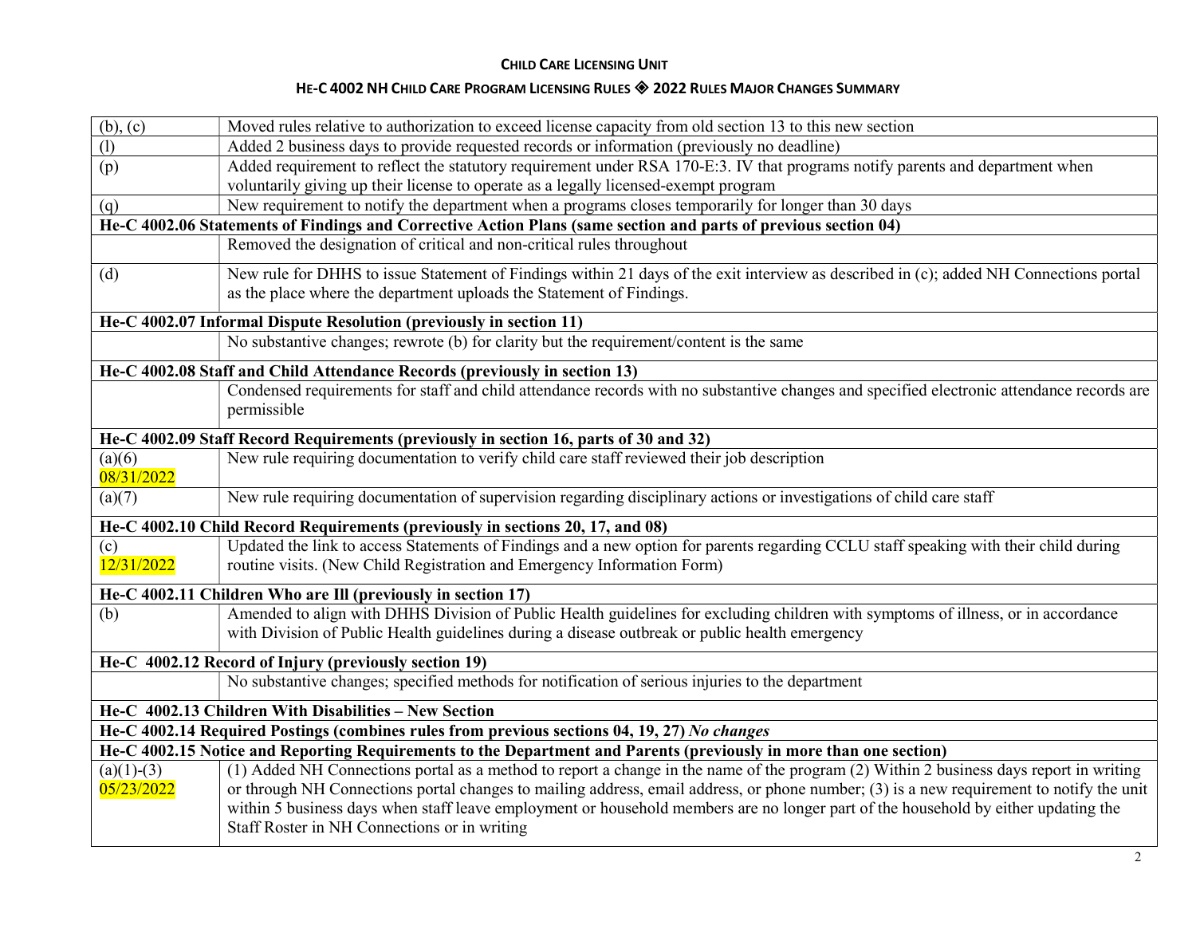| | |
|---|---|
| (b), (c) | Moved rules relative to authorization to exceed license capacity from old section 13 to this new section |
| (l) | Added 2 business days to provide requested records or information (previously no deadline) |
| (p) | Added requirement to reflect the statutory requirement under RSA 170-E:3. IV that programs notify parents and department when voluntarily giving up their license to operate as a legally licensed-exempt program |
| (q) | New requirement to notify the department when a programs closes temporarily for longer than 30 days |
| **He-C 4002.06 Statements of Findings and Corrective Action Plans (same section and parts of previous section 04)** | |
| | Removed the designation of critical and non-critical rules throughout |
| (d) | New rule for DHHS to issue Statement of Findings within 21 days of the exit interview as described in (c); added NH Connections portal as the place where the department uploads the Statement of Findings. |
| **He-C 4002.07 Informal Dispute Resolution (previously in section 11)** | |
| | No substantive changes; rewrote (b) for clarity but the requirement/content is the same |
| **He-C 4002.08 Staff and Child Attendance Records (previously in section 13)** | |
| | Condensed requirements for staff and child attendance records with no substantive changes and specified electronic attendance records are permissible |
| **He-C 4002.09 Staff Record Requirements (previously in section 16, parts of 30 and 32)** | |
| (a)(6) 08/31/2022 | New rule requiring documentation to verify child care staff reviewed their job description |
| (a)(7) | New rule requiring documentation of supervision regarding disciplinary actions or investigations of child care staff |
| **He-C 4002.10 Child Record Requirements (previously in sections 20, 17, and 08)** | |
| (c) 12/31/2022 | Updated the link to access Statements of Findings and a new option for parents regarding CCLU staff speaking with their child during routine visits. (New Child Registration and Emergency Information Form) |
| **He-C 4002.11 Children Who are Ill (previously in section 17)** | |
| (b) | Amended to align with DHHS Division of Public Health guidelines for excluding children with symptoms of illness, or in accordance with Division of Public Health guidelines during a disease outbreak or public health emergency |
| **He-C 4002.12 Record of Injury (previously section 19)** | |
| | No substantive changes; specified methods for notification of serious injuries to the department |
| **He-C 4002.13 Children With Disabilities – New Section** | |
| **He-C 4002.14 Required Postings (combines rules from previous sections 04, 19, 27)** ***No changes*** | |
| **He-C 4002.15 Notice and Reporting Requirements to the Department and Parents (previously in more than one section)** | |
| (a)(1)-(3) 05/23/2022 | (1) Added NH Connections portal as a method to report a change in the name of the program (2) Within 2 business days report in writing or through NH Connections portal changes to mailing address, email address, or phone number; (3) is a new requirement to notify the unit within 5 business days when staff leave employment or household members are no longer part of the household by either updating the Staff Roster in NH Connections or in writing |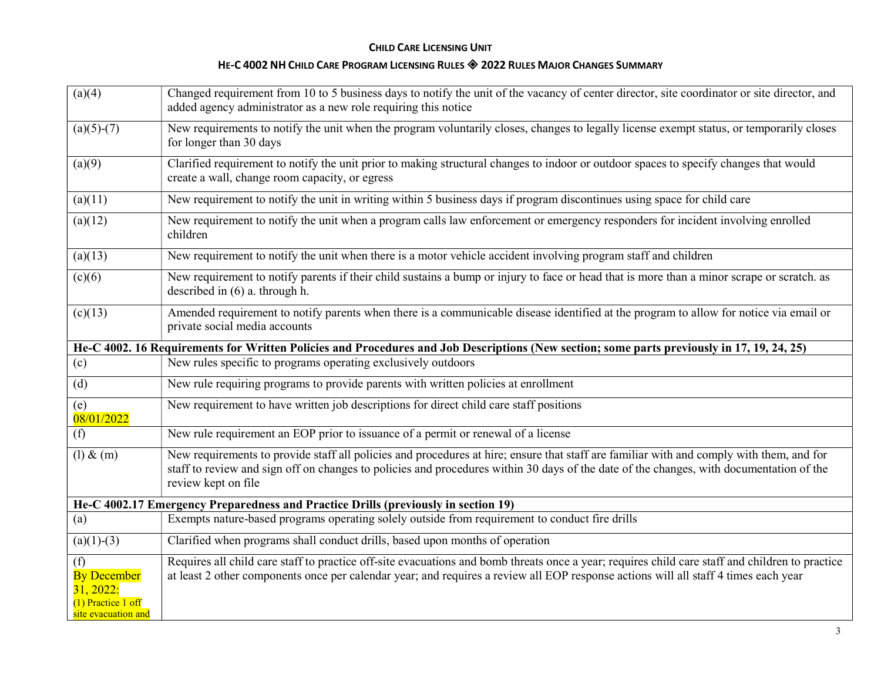| | |
|---|---|
| (a)(4) | Changed requirement from 10 to 5 business days to notify the unit of the vacancy of center director, site coordinator or site director, and added agency administrator as a new role requiring this notice |
| (a)(5)-(7) | New requirements to notify the unit when the program voluntarily closes, changes to legally license exempt status, or temporarily closes for longer than 30 days |
| (a)(9) | Clarified requirement to notify the unit prior to making structural changes to indoor or outdoor spaces to specify changes that would create a wall, change room capacity, or egress |
| (a)(11) | New requirement to notify the unit in writing within 5 business days if program discontinues using space for child care |
| (a)(12) | New requirement to notify the unit when a program calls law enforcement or emergency responders for incident involving enrolled children |
| (a)(13) | New requirement to notify the unit when there is a motor vehicle accident involving program staff and children |
| (c)(6) | New requirement to notify parents if their child sustains a bump or injury to face or head that is more than a minor scrape or scratch. as described in (6) a. through h. |
| (c)(13) | Amended requirement to notify parents when there is a communicable disease identified at the program to allow for notice via email or private social media accounts |
| **He-C 4002. 16 Requirements for Written Policies and Procedures and Job Descriptions (New section; some parts previously in 17, 19, 24, 25)** | |
| (c) | New rules specific to programs operating exclusively outdoors |
| (d) | New rule requiring programs to provide parents with written policies at enrollment |
| (e) 08/01/2022 | New requirement to have written job descriptions for direct child care staff positions |
| (f) | New rule requirement an EOP prior to issuance of a permit or renewal of a license |
| (l) & (m) | New requirements to provide staff all policies and procedures at hire; ensure that staff are familiar with and comply with them, and for staff to review and sign off on changes to policies and procedures within 30 days of the date of the changes, with documentation of the review kept on file |
| **He-C 4002.17 Emergency Preparedness and Practice Drills (previously in section 19)** | |
| (a) | Exempts nature-based programs operating solely outside from requirement to conduct fire drills |
| (a)(1)-(3) | Clarified when programs shall conduct drills, based upon months of operation |
| (f) By December 31, 2022: (1) Practice 1 off site evacuation and | Requires all child care staff to practice off-site evacuations and bomb threats once a year; requires child care staff and children to practice at least 2 other components once per calendar year; and requires a review all EOP response actions will all staff 4 times each year |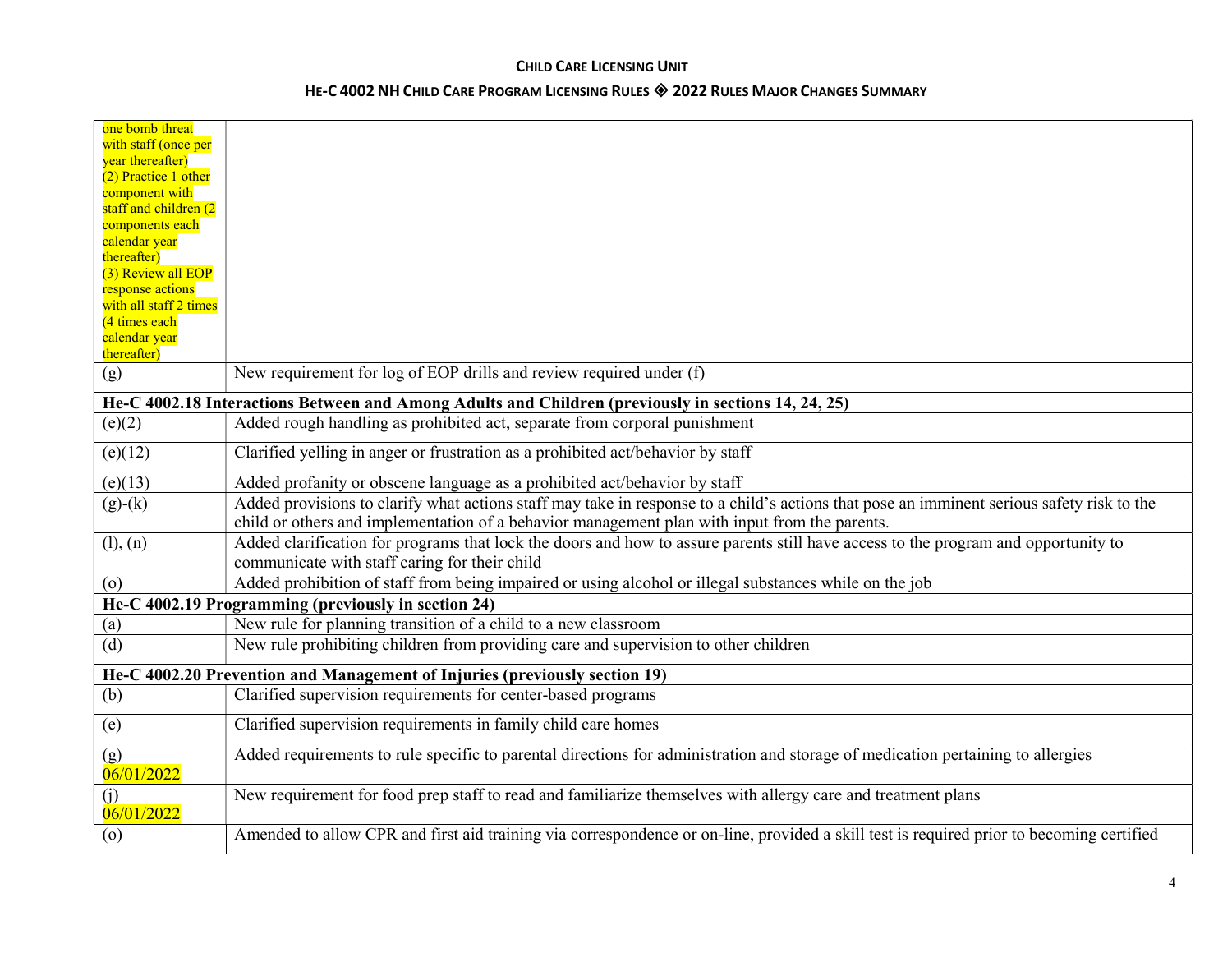| | |
|---|---|
| one bomb threat with staff (once per year thereafter)<br>(2) Practice 1 other component with staff and children (2 components each calendar year thereafter)<br>(3) Review all EOP response actions with all staff 2 times (4 times each calendar year thereafter) | |
| (g) | New requirement for log of EOP drills and review required under (f) |
| **He-C 4002.18 Interactions Between and Among Adults and Children (previously in sections 14, 24, 25)** | |
| (e)(2) | Added rough handling as prohibited act, separate from corporal punishment |
| (e)(12) | Clarified yelling in anger or frustration as a prohibited act/behavior by staff |
| (e)(13) | Added profanity or obscene language as a prohibited act/behavior by staff |
| (g)-(k) | Added provisions to clarify what actions staff may take in response to a child's actions that pose an imminent serious safety risk to the child or others and implementation of a behavior management plan with input from the parents. |
| (l), (n) | Added clarification for programs that lock the doors and how to assure parents still have access to the program and opportunity to communicate with staff caring for their child |
| (o) | Added prohibition of staff from being impaired or using alcohol or illegal substances while on the job |
| **He-C 4002.19 Programming (previously in section 24)** | |
| (a) | New rule for planning transition of a child to a new classroom |
| (d) | New rule prohibiting children from providing care and supervision to other children |
| **He-C 4002.20 Prevention and Management of Injuries (previously section 19)** | |
| (b) | Clarified supervision requirements for center-based programs |
| (e) | Clarified supervision requirements in family child care homes |
| (g)<br>06/01/2022 | Added requirements to rule specific to parental directions for administration and storage of medication pertaining to allergies |
| (j)<br>06/01/2022 | New requirement for food prep staff to read and familiarize themselves with allergy care and treatment plans |
| (o) | Amended to allow CPR and first aid training via correspondence or on-line, provided a skill test is required prior to becoming certified |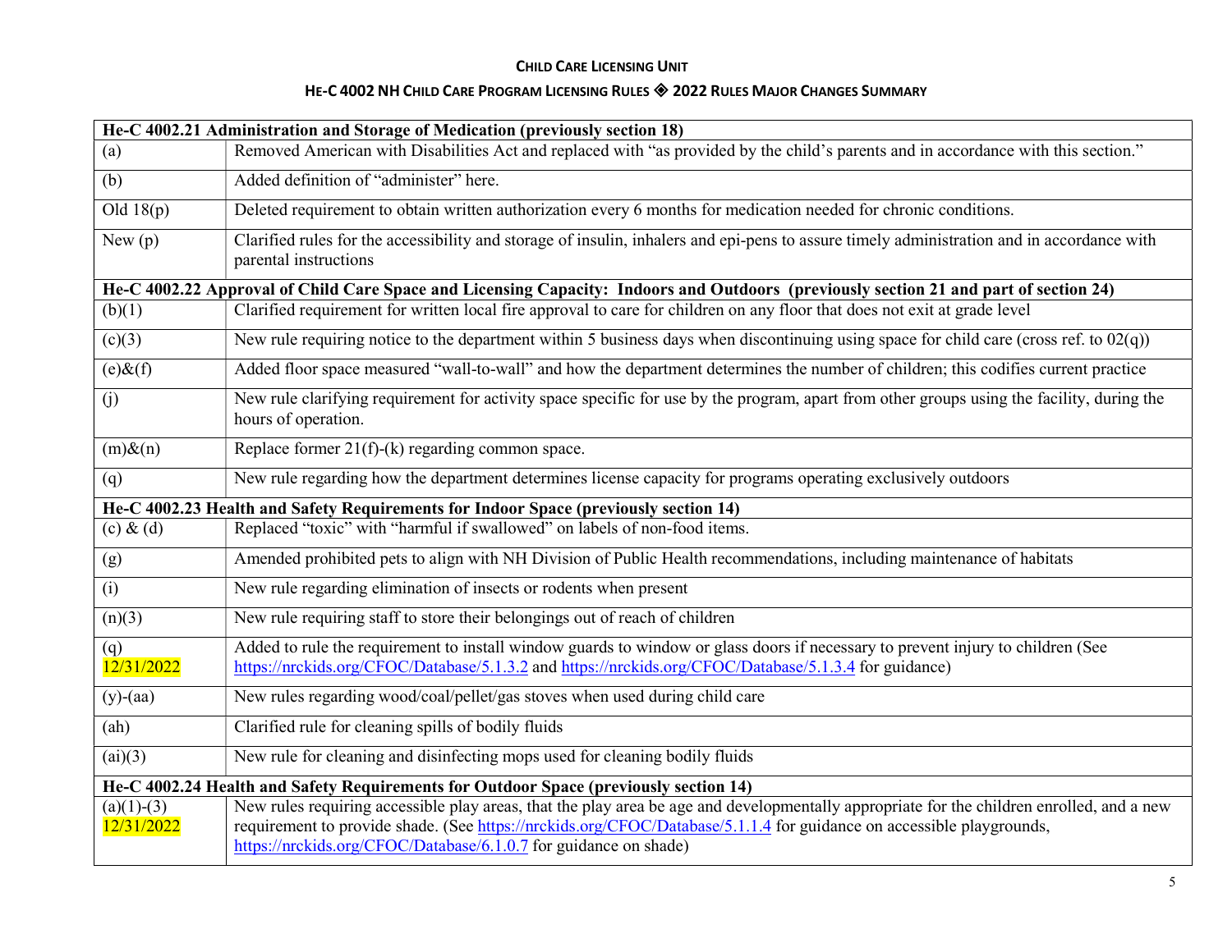| He-C 4002.21 Administration and Storage of Medication (previously section 18) | |
|---|---|
| (a) | Removed American with Disabilities Act and replaced with "as provided by the child's parents and in accordance with this section." |
| (b) | Added definition of "administer" here. |
| Old 18(p) | Deleted requirement to obtain written authorization every 6 months for medication needed for chronic conditions. |
| New (p) | Clarified rules for the accessibility and storage of insulin, inhalers and epi-pens to assure timely administration and in accordance with parental instructions |
| **He-C 4002.22 Approval of Child Care Space and Licensing Capacity: Indoors and Outdoors (previously section 21 and part of section 24)** | |
| (b)(1) | Clarified requirement for written local fire approval to care for children on any floor that does not exit at grade level |
| (c)(3) | New rule requiring notice to the department within 5 business days when discontinuing using space for child care (cross ref. to 02(q)) |
| (e)&(f) | Added floor space measured "wall-to-wall" and how the department determines the number of children; this codifies current practice |
| (j) | New rule clarifying requirement for activity space specific for use by the program, apart from other groups using the facility, during the hours of operation. |
| (m)&(n) | Replace former 21(f)-(k) regarding common space. |
| (q) | New rule regarding how the department determines license capacity for programs operating exclusively outdoors |
| **He-C 4002.23 Health and Safety Requirements for Indoor Space (previously section 14)** | |
| (c) & (d) | Replaced "toxic" with "harmful if swallowed" on labels of non-food items. |
| (g) | Amended prohibited pets to align with NH Division of Public Health recommendations, including maintenance of habitats |
| (i) | New rule regarding elimination of insects or rodents when present |
| (n)(3) | New rule requiring staff to store their belongings out of reach of children |
| (q) 12/31/2022 | Added to rule the requirement to install window guards to window or glass doors if necessary to prevent injury to children (See https://nrckids.org/CFOC/Database/5.1.3.2 and https://nrckids.org/CFOC/Database/5.1.3.4 for guidance) |
| (y)-(aa) | New rules regarding wood/coal/pellet/gas stoves when used during child care |
| (ah) | Clarified rule for cleaning spills of bodily fluids |
| (ai)(3) | New rule for cleaning and disinfecting mops used for cleaning bodily fluids |
| **He-C 4002.24 Health and Safety Requirements for Outdoor Space (previously section 14)** | |
| (a)(1)-(3) 12/31/2022 | New rules requiring accessible play areas, that the play area be age and developmentally appropriate for the children enrolled, and a new requirement to provide shade. (See https://nrckids.org/CFOC/Database/5.1.1.4 for guidance on accessible playgrounds, https://nrckids.org/CFOC/Database/6.1.0.7 for guidance on shade) |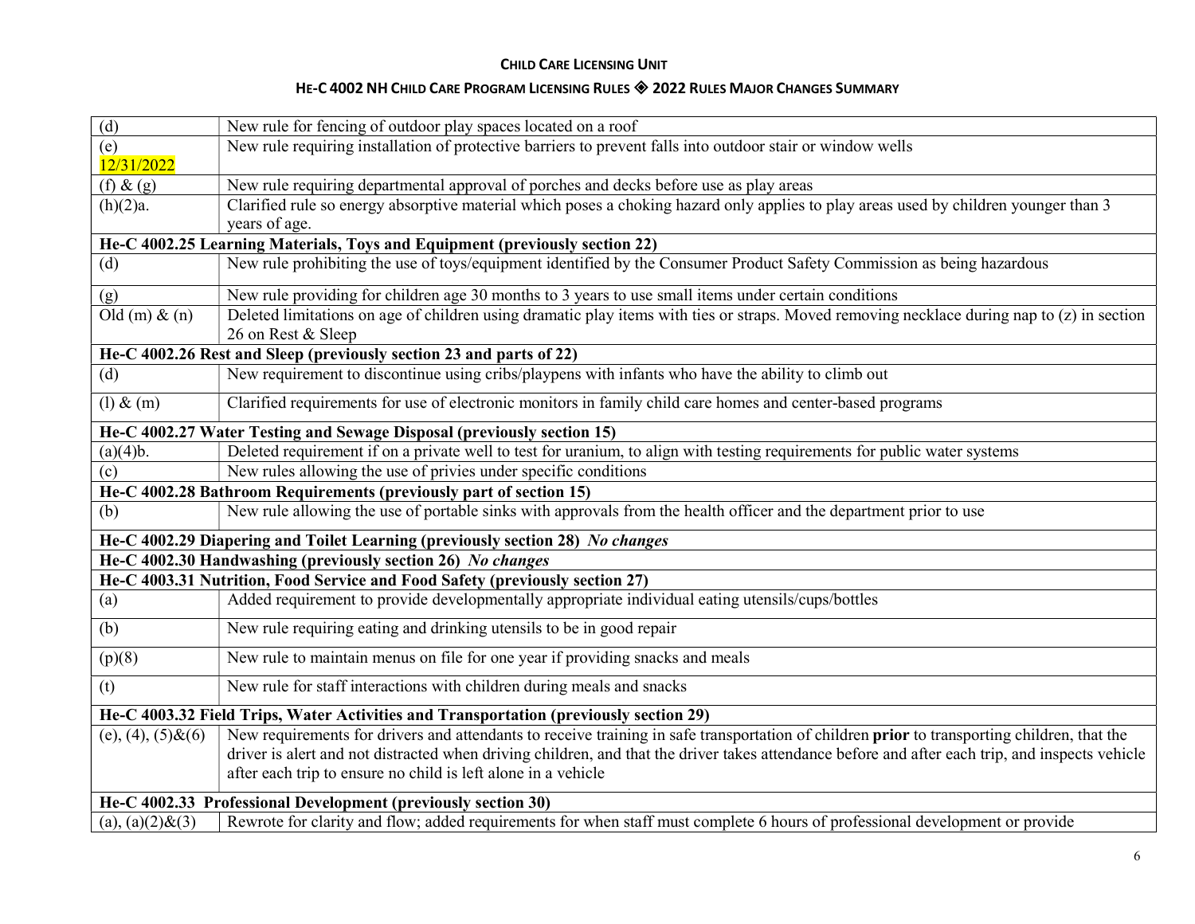| (d) | New rule for fencing of outdoor play spaces located on a roof |
|---|---|
| (e) 12/31/2022 | New rule requiring installation of protective barriers to prevent falls into outdoor stair or window wells |
| (f) & (g) | New rule requiring departmental approval of porches and decks before use as play areas |
| (h)(2)a. | Clarified rule so energy absorptive material which poses a choking hazard only applies to play areas used by children younger than 3 years of age. |
| **He-C 4002.25 Learning Materials, Toys and Equipment (previously section 22)** | |
| (d) | New rule prohibiting the use of toys/equipment identified by the Consumer Product Safety Commission as being hazardous |
| (g) | New rule providing for children age 30 months to 3 years to use small items under certain conditions |
| Old (m) & (n) | Deleted limitations on age of children using dramatic play items with ties or straps. Moved removing necklace during nap to (z) in section 26 on Rest & Sleep |
| **He-C 4002.26 Rest and Sleep (previously section 23 and parts of 22)** | |
| (d) | New requirement to discontinue using cribs/playpens with infants who have the ability to climb out |
| (l) & (m) | Clarified requirements for use of electronic monitors in family child care homes and center-based programs |
| **He-C 4002.27 Water Testing and Sewage Disposal (previously section 15)** | |
| (a)(4)b. | Deleted requirement if on a private well to test for uranium, to align with testing requirements for public water systems |
| (c) | New rules allowing the use of privies under specific conditions |
| **He-C 4002.28 Bathroom Requirements (previously part of section 15)** | |
| (b) | New rule allowing the use of portable sinks with approvals from the health officer and the department prior to use |
| **He-C 4002.29 Diapering and Toilet Learning (previously section 28)** *No changes* | |
| **He-C 4002.30 Handwashing (previously section 26)** *No changes* | |
| **He-C 4003.31 Nutrition, Food Service and Food Safety (previously section 27)** | |
| (a) | Added requirement to provide developmentally appropriate individual eating utensils/cups/bottles |
| (b) | New rule requiring eating and drinking utensils to be in good repair |
| (p)(8) | New rule to maintain menus on file for one year if providing snacks and meals |
| (t) | New rule for staff interactions with children during meals and snacks |
| **He-C 4003.32 Field Trips, Water Activities and Transportation (previously section 29)** | |
| (e), (4), (5)&(6) | New requirements for drivers and attendants to receive training in safe transportation of children **prior** to transporting children, that the driver is alert and not distracted when driving children, and that the driver takes attendance before and after each trip, and inspects vehicle after each trip to ensure no child is left alone in a vehicle |
| **He-C 4002.33 Professional Development (previously section 30)** | |
| (a), (a)(2)&(3) | Rewrote for clarity and flow; added requirements for when staff must complete 6 hours of professional development or provide |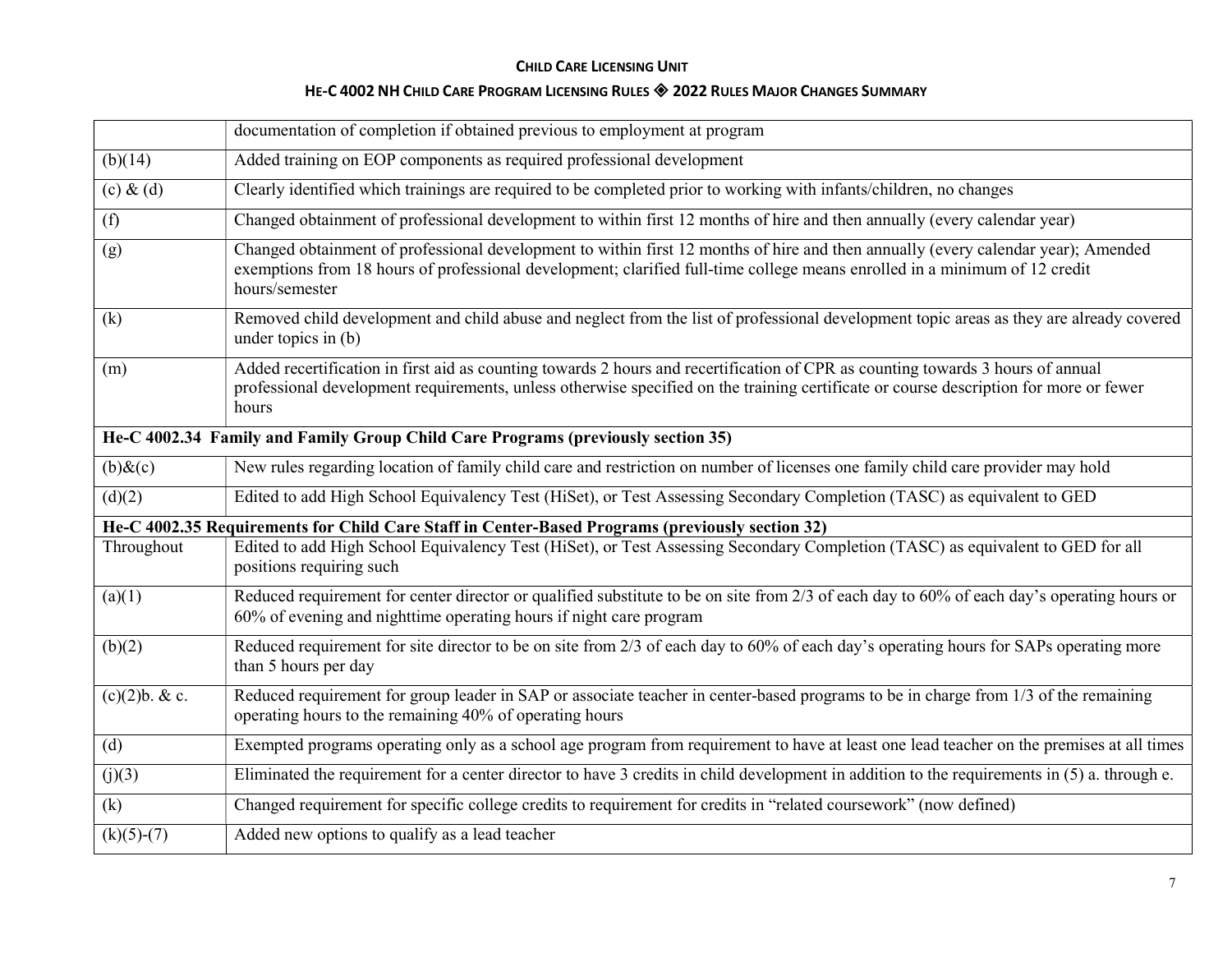| | |
|---|---|
| | documentation of completion if obtained previous to employment at program |
| (b)(14) | Added training on EOP components as required professional development |
| (c) & (d) | Clearly identified which trainings are required to be completed prior to working with infants/children, no changes |
| (f) | Changed obtainment of professional development to within first 12 months of hire and then annually (every calendar year) |
| (g) | Changed obtainment of professional development to within first 12 months of hire and then annually (every calendar year); Amended exemptions from 18 hours of professional development; clarified full-time college means enrolled in a minimum of 12 credit hours/semester |
| (k) | Removed child development and child abuse and neglect from the list of professional development topic areas as they are already covered under topics in (b) |
| (m) | Added recertification in first aid as counting towards 2 hours and recertification of CPR as counting towards 3 hours of annual professional development requirements, unless otherwise specified on the training certificate or course description for more or fewer hours |
| **He-C 4002.34 Family and Family Group Child Care Programs (previously section 35)** | |
| (b)&(c) | New rules regarding location of family child care and restriction on number of licenses one family child care provider may hold |
| (d)(2) | Edited to add High School Equivalency Test (HiSet), or Test Assessing Secondary Completion (TASC) as equivalent to GED |
| **He-C 4002.35 Requirements for Child Care Staff in Center-Based Programs (previously section 32)** | |
| Throughout | Edited to add High School Equivalency Test (HiSet), or Test Assessing Secondary Completion (TASC) as equivalent to GED for all positions requiring such |
| (a)(1) | Reduced requirement for center director or qualified substitute to be on site from 2/3 of each day to 60% of each day's operating hours or 60% of evening and nighttime operating hours if night care program |
| (b)(2) | Reduced requirement for site director to be on site from 2/3 of each day to 60% of each day's operating hours for SAPs operating more than 5 hours per day |
| (c)(2)b. & c. | Reduced requirement for group leader in SAP or associate teacher in center-based programs to be in charge from 1/3 of the remaining operating hours to the remaining 40% of operating hours |
| (d) | Exempted programs operating only as a school age program from requirement to have at least one lead teacher on the premises at all times |
| (j)(3) | Eliminated the requirement for a center director to have 3 credits in child development in addition to the requirements in (5) a. through e. |
| (k) | Changed requirement for specific college credits to requirement for credits in "related coursework" (now defined) |
| (k)(5)-(7) | Added new options to qualify as a lead teacher |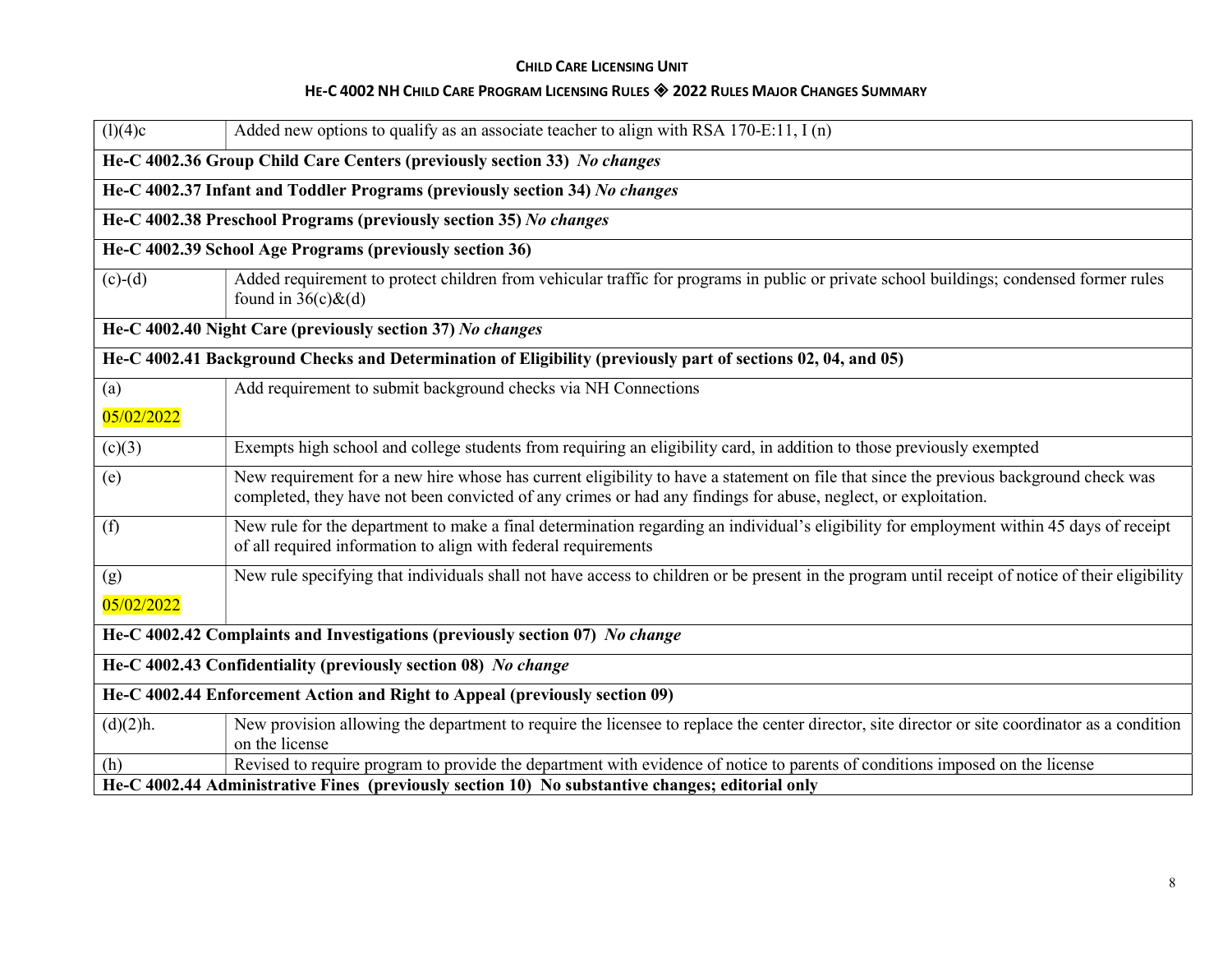| | |
|---|---|
| (l)(4)c | Added new options to qualify as an associate teacher to align with RSA 170-E:11, I (n) |
| **He-C 4002.36 Group Child Care Centers (previously section 33)** ***No changes*** | |
| **He-C 4002.37 Infant and Toddler Programs (previously section 34)** ***No changes*** | |
| **He-C 4002.38 Preschool Programs (previously section 35)** ***No changes*** | |
| **He-C 4002.39 School Age Programs (previously section 36)** | |
| (c)-(d) | Added requirement to protect children from vehicular traffic for programs in public or private school buildings; condensed former rules found in 36(c)&(d) |
| **He-C 4002.40 Night Care (previously section 37)** ***No changes*** | |
| **He-C 4002.41 Background Checks and Determination of Eligibility (previously part of sections 02, 04, and 05)** | |
| (a) 05/02/2022 | Add requirement to submit background checks via NH Connections |
| (c)(3) | Exempts high school and college students from requiring an eligibility card, in addition to those previously exempted |
| (e) | New requirement for a new hire whose has current eligibility to have a statement on file that since the previous background check was completed, they have not been convicted of any crimes or had any findings for abuse, neglect, or exploitation. |
| (f) | New rule for the department to make a final determination regarding an individual's eligibility for employment within 45 days of receipt of all required information to align with federal requirements |
| (g) 05/02/2022 | New rule specifying that individuals shall not have access to children or be present in the program until receipt of notice of their eligibility |
| **He-C 4002.42 Complaints and Investigations (previously section 07)** ***No change*** | |
| **He-C 4002.43 Confidentiality (previously section 08)** ***No change*** | |
| **He-C 4002.44 Enforcement Action and Right to Appeal (previously section 09)** | |
| (d)(2)h. | New provision allowing the department to require the licensee to replace the center director, site director or site coordinator as a condition on the license |
| (h) | Revised to require program to provide the department with evidence of notice to parents of conditions imposed on the license |
| **He-C 4002.44 Administrative Fines (previously section 10) No substantive changes; editorial only** | |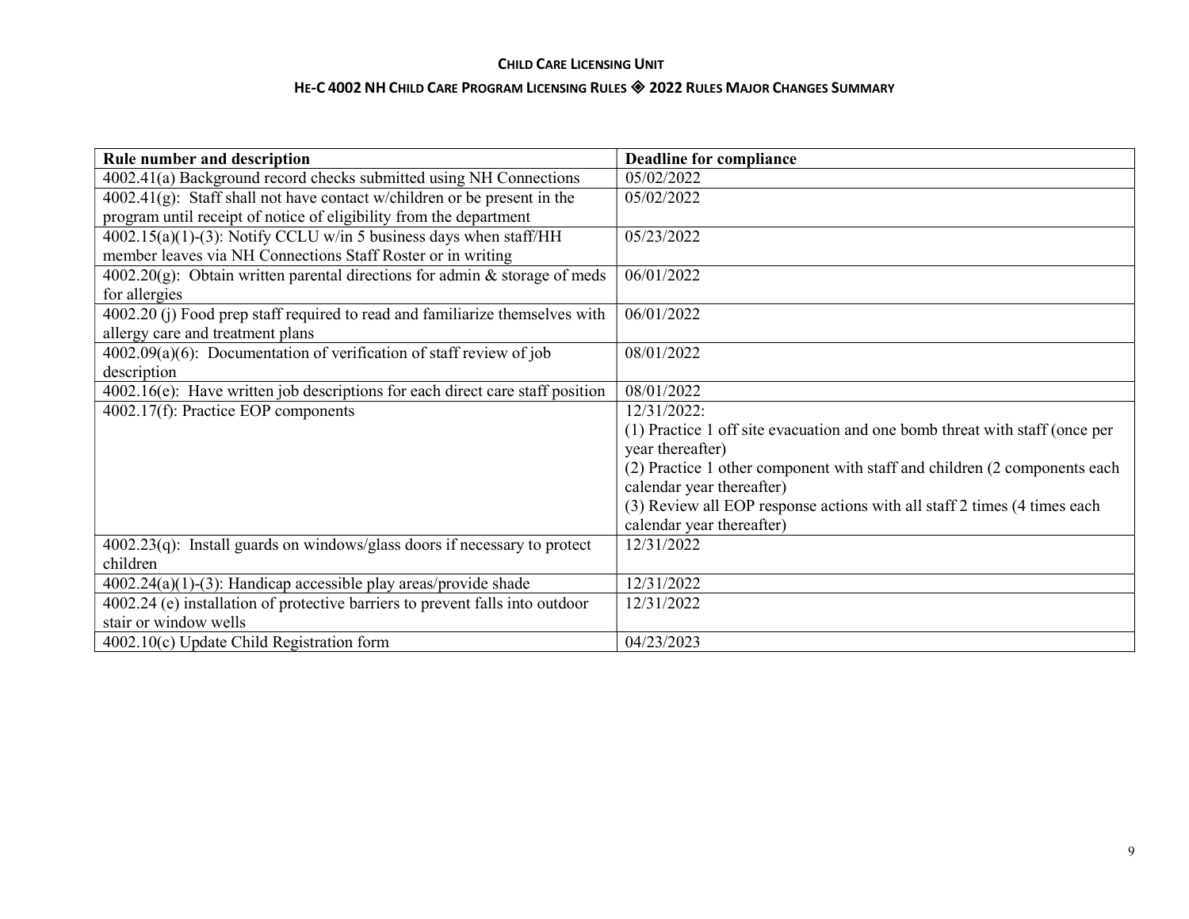**CHILD CARE LICENSING UNIT**

**HE-C 4002 NH CHILD CARE PROGRAM LICENSING RULES ◈ 2022 RULES MAJOR CHANGES SUMMARY**

| **Rule number and description** | **Deadline for compliance** |
|---|---|
| 4002.41(a) Background record checks submitted using NH Connections | 05/02/2022 |
| 4002.41(g): Staff shall not have contact w/children or be present in the program until receipt of notice of eligibility from the department | 05/02/2022 |
| 4002.15(a)(1)-(3): Notify CCLU w/in 5 business days when staff/HH member leaves via NH Connections Staff Roster or in writing | 05/23/2022 |
| 4002.20(g): Obtain written parental directions for admin & storage of meds for allergies | 06/01/2022 |
| 4002.20 (j) Food prep staff required to read and familiarize themselves with allergy care and treatment plans | 06/01/2022 |
| 4002.09(a)(6): Documentation of verification of staff review of job description | 08/01/2022 |
| 4002.16(e): Have written job descriptions for each direct care staff position | 08/01/2022 |
| 4002.17(f): Practice EOP components | 12/31/2022:<br>(1) Practice 1 off site evacuation and one bomb threat with staff (once per year thereafter)<br>(2) Practice 1 other component with staff and children (2 components each calendar year thereafter)<br>(3) Review all EOP response actions with all staff 2 times (4 times each calendar year thereafter) |
| 4002.23(q): Install guards on windows/glass doors if necessary to protect children | 12/31/2022 |
| 4002.24(a)(1)-(3): Handicap accessible play areas/provide shade | 12/31/2022 |
| 4002.24 (e) installation of protective barriers to prevent falls into outdoor stair or window wells | 12/31/2022 |
| 4002.10(c) Update Child Registration form | 04/23/2023 |